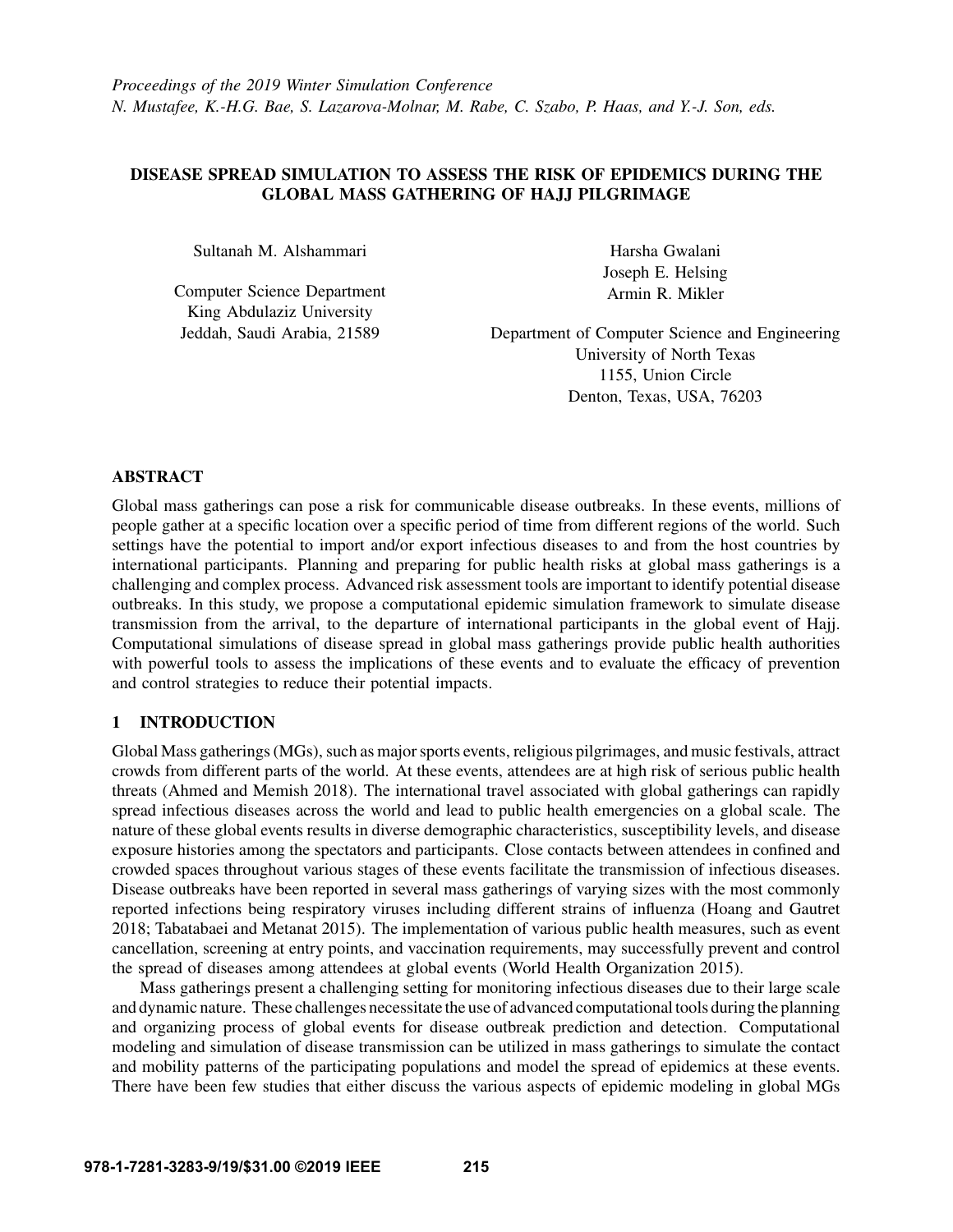*Proceedings of the 2019 Winter Simulation Conference*
*N. Mustafee, K.-H.G. Bae, S. Lazarova-Molnar, M. Rabe, C. Szabo, P. Haas, and Y.-J. Son, eds.*

# DISEASE SPREAD SIMULATION TO ASSESS THE RISK OF EPIDEMICS DURING THE GLOBAL MASS GATHERING OF HAJJ PILGRIMAGE

Sultanah M. Alshammari

Computer Science Department
King Abdulaziz University
Jeddah, Saudi Arabia, 21589

Harsha Gwalani
Joseph E. Helsing
Armin R. Mikler

Department of Computer Science and Engineering
University of North Texas
1155, Union Circle
Denton, Texas, USA, 76203

## ABSTRACT

Global mass gatherings can pose a risk for communicable disease outbreaks. In these events, millions of people gather at a specific location over a specific period of time from different regions of the world. Such settings have the potential to import and/or export infectious diseases to and from the host countries by international participants. Planning and preparing for public health risks at global mass gatherings is a challenging and complex process. Advanced risk assessment tools are important to identify potential disease outbreaks. In this study, we propose a computational epidemic simulation framework to simulate disease transmission from the arrival, to the departure of international participants in the global event of Hajj. Computational simulations of disease spread in global mass gatherings provide public health authorities with powerful tools to assess the implications of these events and to evaluate the efficacy of prevention and control strategies to reduce their potential impacts.

## 1 INTRODUCTION

Global Mass gatherings (MGs), such as major sports events, religious pilgrimages, and music festivals, attract crowds from different parts of the world. At these events, attendees are at high risk of serious public health threats (Ahmed and Memish 2018). The international travel associated with global gatherings can rapidly spread infectious diseases across the world and lead to public health emergencies on a global scale. The nature of these global events results in diverse demographic characteristics, susceptibility levels, and disease exposure histories among the spectators and participants. Close contacts between attendees in confined and crowded spaces throughout various stages of these events facilitate the transmission of infectious diseases. Disease outbreaks have been reported in several mass gatherings of varying sizes with the most commonly reported infections being respiratory viruses including different strains of influenza (Hoang and Gautret 2018; Tabatabaei and Metanat 2015). The implementation of various public health measures, such as event cancellation, screening at entry points, and vaccination requirements, may successfully prevent and control the spread of diseases among attendees at global events (World Health Organization 2015).

Mass gatherings present a challenging setting for monitoring infectious diseases due to their large scale and dynamic nature. These challenges necessitate the use of advanced computational tools during the planning and organizing process of global events for disease outbreak prediction and detection. Computational modeling and simulation of disease transmission can be utilized in mass gatherings to simulate the contact and mobility patterns of the participating populations and model the spread of epidemics at these events. There have been few studies that either discuss the various aspects of epidemic modeling in global MGs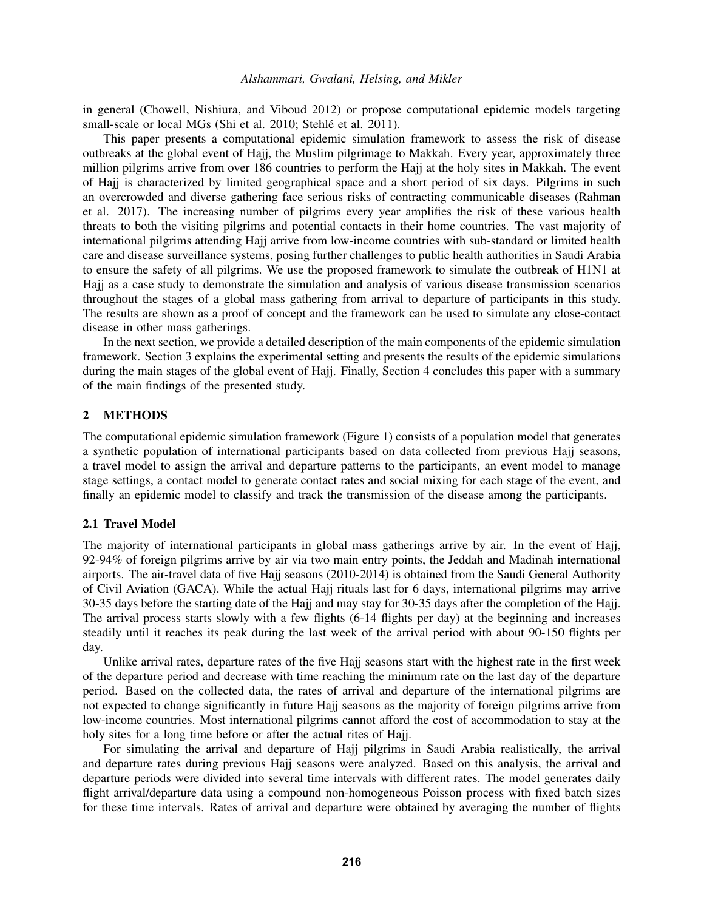in general (Chowell, Nishiura, and Viboud 2012) or propose computational epidemic models targeting small-scale or local MGs (Shi et al. 2010; Stehlé et al. 2011).

This paper presents a computational epidemic simulation framework to assess the risk of disease outbreaks at the global event of Hajj, the Muslim pilgrimage to Makkah. Every year, approximately three million pilgrims arrive from over 186 countries to perform the Hajj at the holy sites in Makkah. The event of Hajj is characterized by limited geographical space and a short period of six days. Pilgrims in such an overcrowded and diverse gathering face serious risks of contracting communicable diseases (Rahman et al. 2017). The increasing number of pilgrims every year amplifies the risk of these various health threats to both the visiting pilgrims and potential contacts in their home countries. The vast majority of international pilgrims attending Hajj arrive from low-income countries with sub-standard or limited health care and disease surveillance systems, posing further challenges to public health authorities in Saudi Arabia to ensure the safety of all pilgrims. We use the proposed framework to simulate the outbreak of H1N1 at Hajj as a case study to demonstrate the simulation and analysis of various disease transmission scenarios throughout the stages of a global mass gathering from arrival to departure of participants in this study. The results are shown as a proof of concept and the framework can be used to simulate any close-contact disease in other mass gatherings.

In the next section, we provide a detailed description of the main components of the epidemic simulation framework. Section 3 explains the experimental setting and presents the results of the epidemic simulations during the main stages of the global event of Hajj. Finally, Section 4 concludes this paper with a summary of the main findings of the presented study.

## 2 METHODS

The computational epidemic simulation framework (Figure 1) consists of a population model that generates a synthetic population of international participants based on data collected from previous Hajj seasons, a travel model to assign the arrival and departure patterns to the participants, an event model to manage stage settings, a contact model to generate contact rates and social mixing for each stage of the event, and finally an epidemic model to classify and track the transmission of the disease among the participants.

### 2.1 Travel Model

The majority of international participants in global mass gatherings arrive by air. In the event of Hajj, 92-94% of foreign pilgrims arrive by air via two main entry points, the Jeddah and Madinah international airports. The air-travel data of five Hajj seasons (2010-2014) is obtained from the Saudi General Authority of Civil Aviation (GACA). While the actual Hajj rituals last for 6 days, international pilgrims may arrive 30-35 days before the starting date of the Hajj and may stay for 30-35 days after the completion of the Hajj. The arrival process starts slowly with a few flights (6-14 flights per day) at the beginning and increases steadily until it reaches its peak during the last week of the arrival period with about 90-150 flights per day.

Unlike arrival rates, departure rates of the five Hajj seasons start with the highest rate in the first week of the departure period and decrease with time reaching the minimum rate on the last day of the departure period. Based on the collected data, the rates of arrival and departure of the international pilgrims are not expected to change significantly in future Hajj seasons as the majority of foreign pilgrims arrive from low-income countries. Most international pilgrims cannot afford the cost of accommodation to stay at the holy sites for a long time before or after the actual rites of Hajj.

For simulating the arrival and departure of Hajj pilgrims in Saudi Arabia realistically, the arrival and departure rates during previous Hajj seasons were analyzed. Based on this analysis, the arrival and departure periods were divided into several time intervals with different rates. The model generates daily flight arrival/departure data using a compound non-homogeneous Poisson process with fixed batch sizes for these time intervals. Rates of arrival and departure were obtained by averaging the number of flights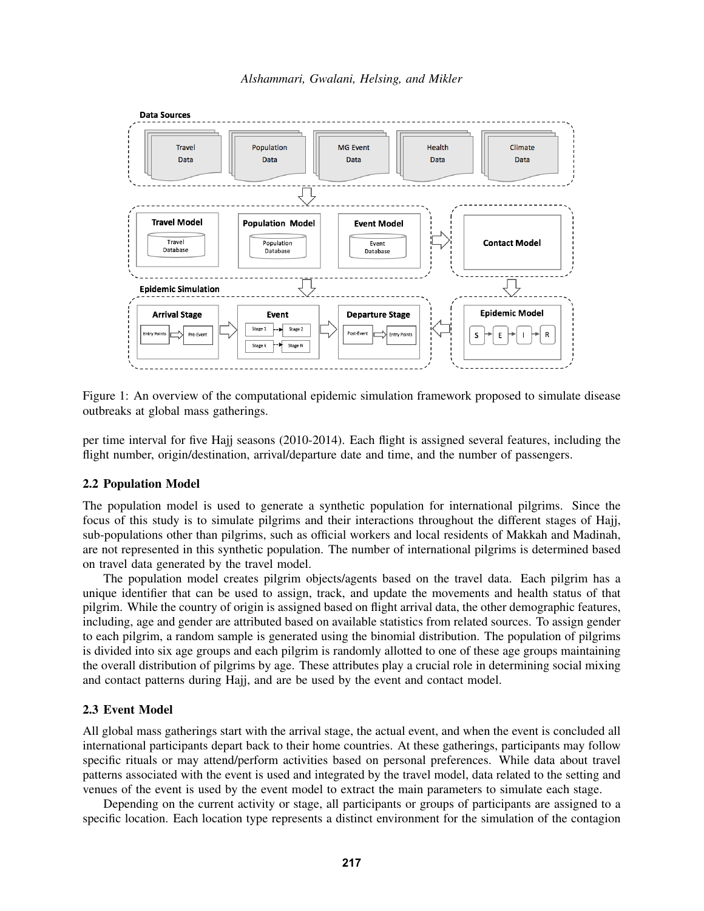Data Sources

Travel Data

Population Data

MG Event Data

Health Data

Climate Data

Travel Model

Travel Database

Population Model

Population Database

Event Model

Event Database

Contact Model

Epidemic Simulation

Arrival Stage

Entry Points

Pre-Event

Event

Stage 1

Stage 2

Stage k

Stage N

Departure Stage

Post-Event

Entry Points

Epidemic Model

S

E

I

R

Figure 1: An overview of the computational epidemic simulation framework proposed to simulate disease outbreaks at global mass gatherings.

per time interval for five Hajj seasons (2010-2014). Each flight is assigned several features, including the flight number, origin/destination, arrival/departure date and time, and the number of passengers.

### 2.2 Population Model

The population model is used to generate a synthetic population for international pilgrims. Since the focus of this study is to simulate pilgrims and their interactions throughout the different stages of Hajj, sub-populations other than pilgrims, such as official workers and local residents of Makkah and Madinah, are not represented in this synthetic population. The number of international pilgrims is determined based on travel data generated by the travel model.

The population model creates pilgrim objects/agents based on the travel data. Each pilgrim has a unique identifier that can be used to assign, track, and update the movements and health status of that pilgrim. While the country of origin is assigned based on flight arrival data, the other demographic features, including, age and gender are attributed based on available statistics from related sources. To assign gender to each pilgrim, a random sample is generated using the binomial distribution. The population of pilgrims is divided into six age groups and each pilgrim is randomly allotted to one of these age groups maintaining the overall distribution of pilgrims by age. These attributes play a crucial role in determining social mixing and contact patterns during Hajj, and are be used by the event and contact model.

### 2.3 Event Model

All global mass gatherings start with the arrival stage, the actual event, and when the event is concluded all international participants depart back to their home countries. At these gatherings, participants may follow specific rituals or may attend/perform activities based on personal preferences. While data about travel patterns associated with the event is used and integrated by the travel model, data related to the setting and venues of the event is used by the event model to extract the main parameters to simulate each stage.

Depending on the current activity or stage, all participants or groups of participants are assigned to a specific location. Each location type represents a distinct environment for the simulation of the contagion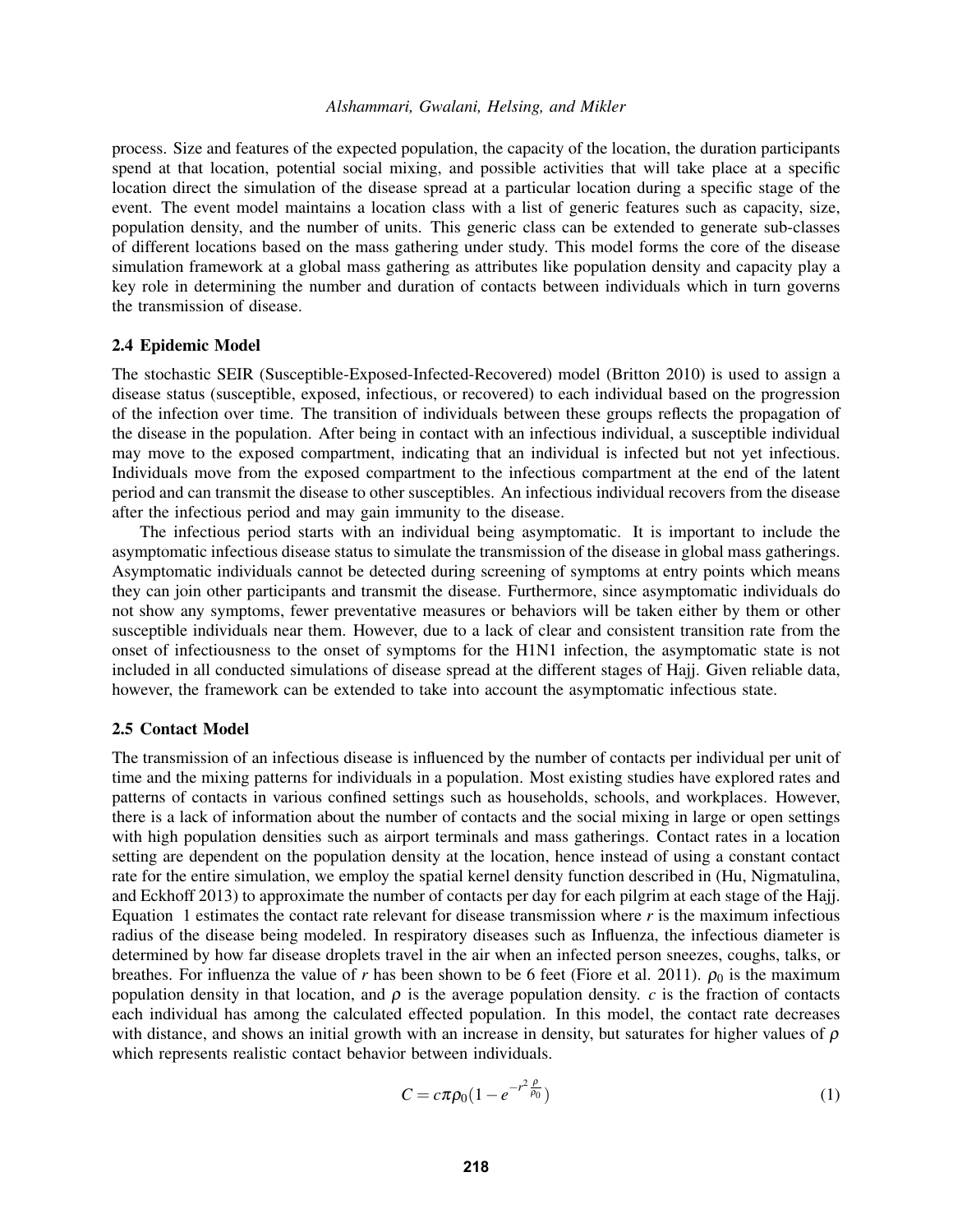process. Size and features of the expected population, the capacity of the location, the duration participants spend at that location, potential social mixing, and possible activities that will take place at a specific location direct the simulation of the disease spread at a particular location during a specific stage of the event. The event model maintains a location class with a list of generic features such as capacity, size, population density, and the number of units. This generic class can be extended to generate sub-classes of different locations based on the mass gathering under study. This model forms the core of the disease simulation framework at a global mass gathering as attributes like population density and capacity play a key role in determining the number and duration of contacts between individuals which in turn governs the transmission of disease.

### 2.4 Epidemic Model

The stochastic SEIR (Susceptible-Exposed-Infected-Recovered) model (Britton 2010) is used to assign a disease status (susceptible, exposed, infectious, or recovered) to each individual based on the progression of the infection over time. The transition of individuals between these groups reflects the propagation of the disease in the population. After being in contact with an infectious individual, a susceptible individual may move to the exposed compartment, indicating that an individual is infected but not yet infectious. Individuals move from the exposed compartment to the infectious compartment at the end of the latent period and can transmit the disease to other susceptibles. An infectious individual recovers from the disease after the infectious period and may gain immunity to the disease.

The infectious period starts with an individual being asymptomatic. It is important to include the asymptomatic infectious disease status to simulate the transmission of the disease in global mass gatherings. Asymptomatic individuals cannot be detected during screening of symptoms at entry points which means they can join other participants and transmit the disease. Furthermore, since asymptomatic individuals do not show any symptoms, fewer preventative measures or behaviors will be taken either by them or other susceptible individuals near them. However, due to a lack of clear and consistent transition rate from the onset of infectiousness to the onset of symptoms for the H1N1 infection, the asymptomatic state is not included in all conducted simulations of disease spread at the different stages of Hajj. Given reliable data, however, the framework can be extended to take into account the asymptomatic infectious state.

### 2.5 Contact Model

The transmission of an infectious disease is influenced by the number of contacts per individual per unit of time and the mixing patterns for individuals in a population. Most existing studies have explored rates and patterns of contacts in various confined settings such as households, schools, and workplaces. However, there is a lack of information about the number of contacts and the social mixing in large or open settings with high population densities such as airport terminals and mass gatherings. Contact rates in a location setting are dependent on the population density at the location, hence instead of using a constant contact rate for the entire simulation, we employ the spatial kernel density function described in (Hu, Nigmatulina, and Eckhoff 2013) to approximate the number of contacts per day for each pilgrim at each stage of the Hajj. Equation 1 estimates the contact rate relevant for disease transmission where $r$ is the maximum infectious radius of the disease being modeled. In respiratory diseases such as Influenza, the infectious diameter is determined by how far disease droplets travel in the air when an infected person sneezes, coughs, talks, or breathes. For influenza the value of $r$ has been shown to be 6 feet (Fiore et al. 2011). $\rho_0$ is the maximum population density in that location, and $\rho$ is the average population density. $c$ is the fraction of contacts each individual has among the calculated effected population. In this model, the contact rate decreases with distance, and shows an initial growth with an increase in density, but saturates for higher values of $\rho$ which represents realistic contact behavior between individuals.

$$C = c\pi\rho_0(1 - e^{-r^2\frac{\rho}{\rho_0}}) \tag{1}$$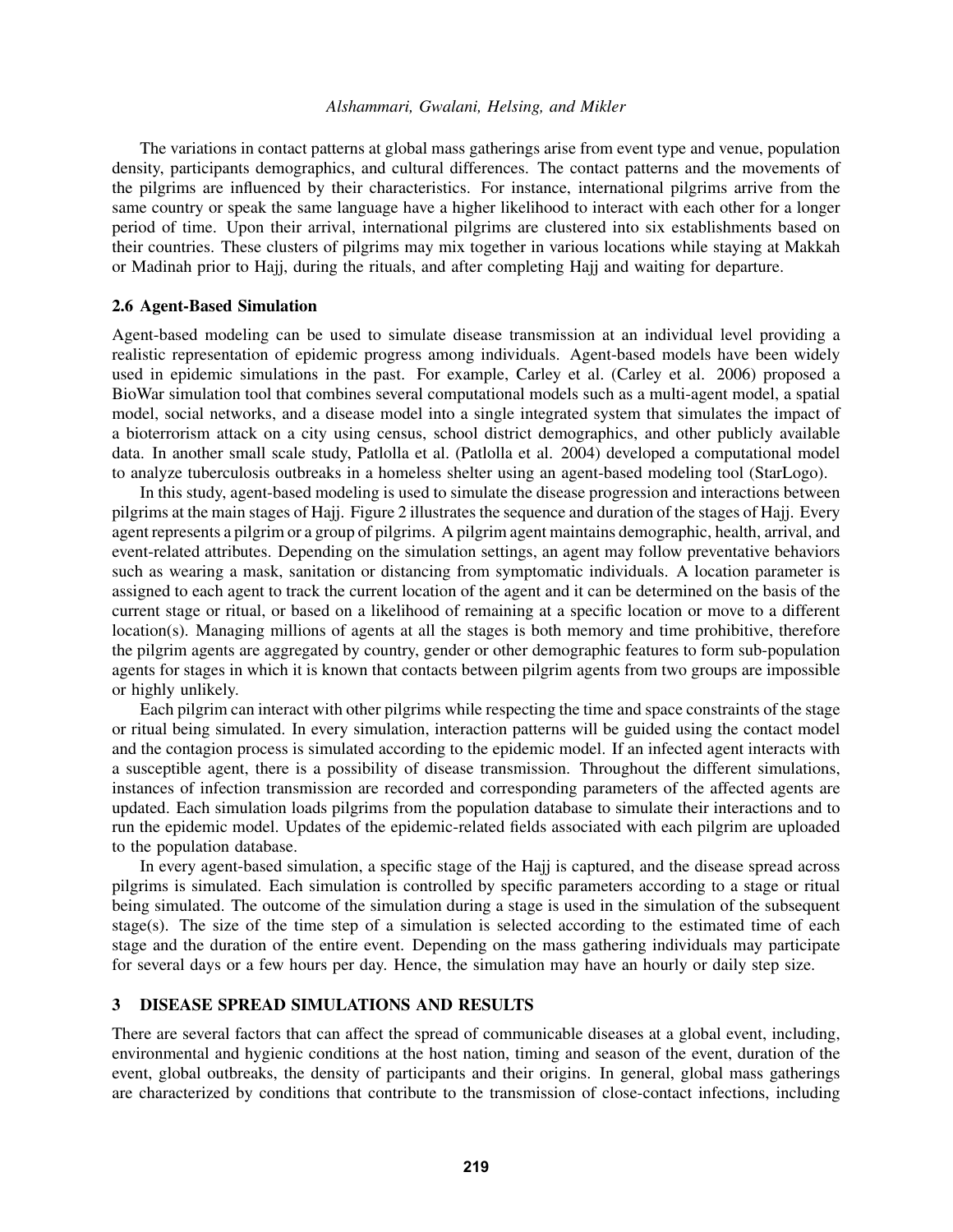The variations in contact patterns at global mass gatherings arise from event type and venue, population density, participants demographics, and cultural differences. The contact patterns and the movements of the pilgrims are influenced by their characteristics. For instance, international pilgrims arrive from the same country or speak the same language have a higher likelihood to interact with each other for a longer period of time. Upon their arrival, international pilgrims are clustered into six establishments based on their countries. These clusters of pilgrims may mix together in various locations while staying at Makkah or Madinah prior to Hajj, during the rituals, and after completing Hajj and waiting for departure.

### 2.6 Agent-Based Simulation

Agent-based modeling can be used to simulate disease transmission at an individual level providing a realistic representation of epidemic progress among individuals. Agent-based models have been widely used in epidemic simulations in the past. For example, Carley et al. (Carley et al. 2006) proposed a BioWar simulation tool that combines several computational models such as a multi-agent model, a spatial model, social networks, and a disease model into a single integrated system that simulates the impact of a bioterrorism attack on a city using census, school district demographics, and other publicly available data. In another small scale study, Patlolla et al. (Patlolla et al. 2004) developed a computational model to analyze tuberculosis outbreaks in a homeless shelter using an agent-based modeling tool (StarLogo).

In this study, agent-based modeling is used to simulate the disease progression and interactions between pilgrims at the main stages of Hajj. Figure 2 illustrates the sequence and duration of the stages of Hajj. Every agent represents a pilgrim or a group of pilgrims. A pilgrim agent maintains demographic, health, arrival, and event-related attributes. Depending on the simulation settings, an agent may follow preventative behaviors such as wearing a mask, sanitation or distancing from symptomatic individuals. A location parameter is assigned to each agent to track the current location of the agent and it can be determined on the basis of the current stage or ritual, or based on a likelihood of remaining at a specific location or move to a different location(s). Managing millions of agents at all the stages is both memory and time prohibitive, therefore the pilgrim agents are aggregated by country, gender or other demographic features to form sub-population agents for stages in which it is known that contacts between pilgrim agents from two groups are impossible or highly unlikely.

Each pilgrim can interact with other pilgrims while respecting the time and space constraints of the stage or ritual being simulated. In every simulation, interaction patterns will be guided using the contact model and the contagion process is simulated according to the epidemic model. If an infected agent interacts with a susceptible agent, there is a possibility of disease transmission. Throughout the different simulations, instances of infection transmission are recorded and corresponding parameters of the affected agents are updated. Each simulation loads pilgrims from the population database to simulate their interactions and to run the epidemic model. Updates of the epidemic-related fields associated with each pilgrim are uploaded to the population database.

In every agent-based simulation, a specific stage of the Hajj is captured, and the disease spread across pilgrims is simulated. Each simulation is controlled by specific parameters according to a stage or ritual being simulated. The outcome of the simulation during a stage is used in the simulation of the subsequent stage(s). The size of the time step of a simulation is selected according to the estimated time of each stage and the duration of the entire event. Depending on the mass gathering individuals may participate for several days or a few hours per day. Hence, the simulation may have an hourly or daily step size.

## 3 DISEASE SPREAD SIMULATIONS AND RESULTS

There are several factors that can affect the spread of communicable diseases at a global event, including, environmental and hygienic conditions at the host nation, timing and season of the event, duration of the event, global outbreaks, the density of participants and their origins. In general, global mass gatherings are characterized by conditions that contribute to the transmission of close-contact infections, including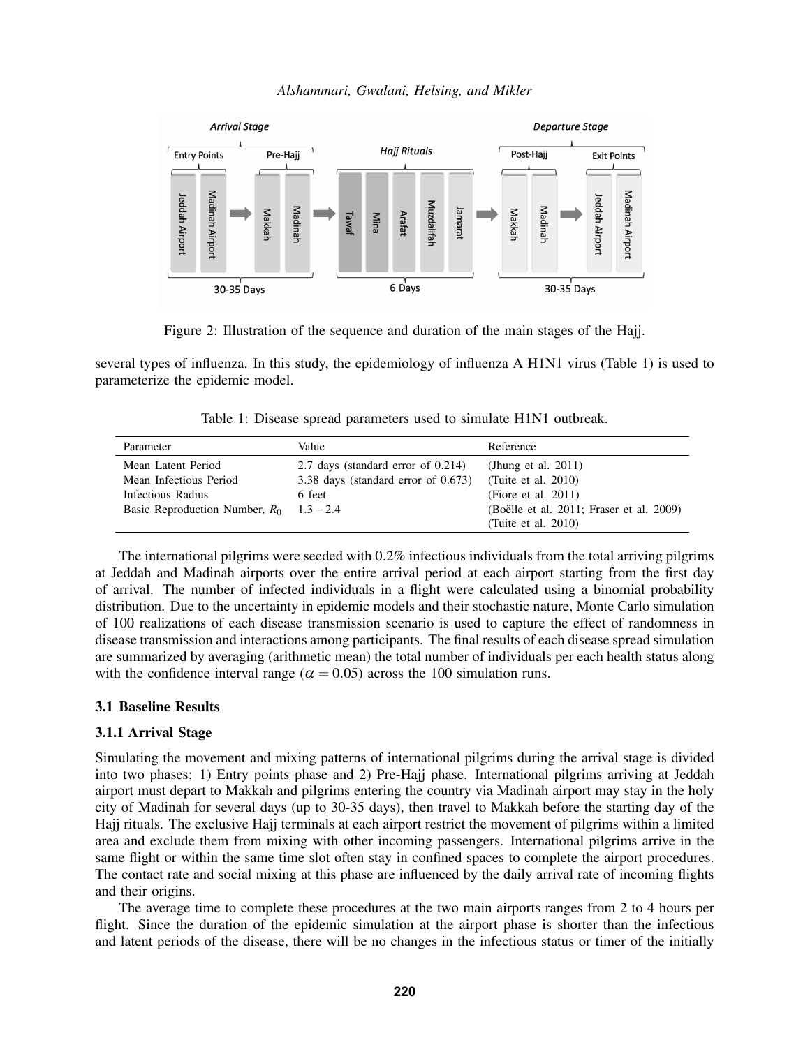Figure 2: Illustration of the sequence and duration of the main stages of the Hajj.

several types of influenza. In this study, the epidemiology of influenza A H1N1 virus (Table 1) is used to parameterize the epidemic model.

Table 1: Disease spread parameters used to simulate H1N1 outbreak.

| Parameter | Value | Reference |
|---|---|---|
| Mean Latent Period | 2.7 days (standard error of 0.214) | (Jhung et al. 2011) |
| Mean Infectious Period | 3.38 days (standard error of 0.673) | (Tuite et al. 2010) |
| Infectious Radius | 6 feet | (Fiore et al. 2011) |
| Basic Reproduction Number, $R_0$ | $1.3-2.4$ | (Boëlle et al. 2011; Fraser et al. 2009) (Tuite et al. 2010) |

The international pilgrims were seeded with 0.2% infectious individuals from the total arriving pilgrims at Jeddah and Madinah airports over the entire arrival period at each airport starting from the first day of arrival. The number of infected individuals in a flight were calculated using a binomial probability distribution. Due to the uncertainty in epidemic models and their stochastic nature, Monte Carlo simulation of 100 realizations of each disease transmission scenario is used to capture the effect of randomness in disease transmission and interactions among participants. The final results of each disease spread simulation are summarized by averaging (arithmetic mean) the total number of individuals per each health status along with the confidence interval range ($\alpha = 0.05$) across the 100 simulation runs.

### 3.1 Baseline Results

#### 3.1.1 Arrival Stage

Simulating the movement and mixing patterns of international pilgrims during the arrival stage is divided into two phases: 1) Entry points phase and 2) Pre-Hajj phase. International pilgrims arriving at Jeddah airport must depart to Makkah and pilgrims entering the country via Madinah airport may stay in the holy city of Madinah for several days (up to 30-35 days), then travel to Makkah before the starting day of the Hajj rituals. The exclusive Hajj terminals at each airport restrict the movement of pilgrims within a limited area and exclude them from mixing with other incoming passengers. International pilgrims arrive in the same flight or within the same time slot often stay in confined spaces to complete the airport procedures. The contact rate and social mixing at this phase are influenced by the daily arrival rate of incoming flights and their origins.

The average time to complete these procedures at the two main airports ranges from 2 to 4 hours per flight. Since the duration of the epidemic simulation at the airport phase is shorter than the infectious and latent periods of the disease, there will be no changes in the infectious status or timer of the initially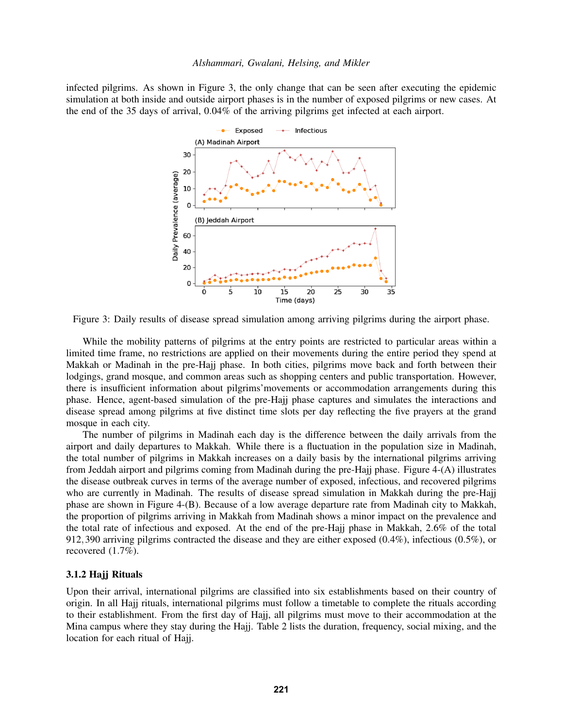infected pilgrims. As shown in Figure 3, the only change that can be seen after executing the epidemic simulation at both inside and outside airport phases is in the number of exposed pilgrims or new cases. At the end of the 35 days of arrival, 0.04% of the arriving pilgrims get infected at each airport.

Figure 3: Daily results of disease spread simulation among arriving pilgrims during the airport phase.

While the mobility patterns of pilgrims at the entry points are restricted to particular areas within a limited time frame, no restrictions are applied on their movements during the entire period they spend at Makkah or Madinah in the pre-Hajj phase. In both cities, pilgrims move back and forth between their lodgings, grand mosque, and common areas such as shopping centers and public transportation. However, there is insufficient information about pilgrims'movements or accommodation arrangements during this phase. Hence, agent-based simulation of the pre-Hajj phase captures and simulates the interactions and disease spread among pilgrims at five distinct time slots per day reflecting the five prayers at the grand mosque in each city.

The number of pilgrims in Madinah each day is the difference between the daily arrivals from the airport and daily departures to Makkah. While there is a fluctuation in the population size in Madinah, the total number of pilgrims in Makkah increases on a daily basis by the international pilgrims arriving from Jeddah airport and pilgrims coming from Madinah during the pre-Hajj phase. Figure 4-(A) illustrates the disease outbreak curves in terms of the average number of exposed, infectious, and recovered pilgrims who are currently in Madinah. The results of disease spread simulation in Makkah during the pre-Hajj phase are shown in Figure 4-(B). Because of a low average departure rate from Madinah city to Makkah, the proportion of pilgrims arriving in Makkah from Madinah shows a minor impact on the prevalence and the total rate of infectious and exposed. At the end of the pre-Hajj phase in Makkah, 2.6% of the total 912,390 arriving pilgrims contracted the disease and they are either exposed (0.4%), infectious (0.5%), or recovered (1.7%).

### 3.1.2 Hajj Rituals

Upon their arrival, international pilgrims are classified into six establishments based on their country of origin. In all Hajj rituals, international pilgrims must follow a timetable to complete the rituals according to their establishment. From the first day of Hajj, all pilgrims must move to their accommodation at the Mina campus where they stay during the Hajj. Table 2 lists the duration, frequency, social mixing, and the location for each ritual of Hajj.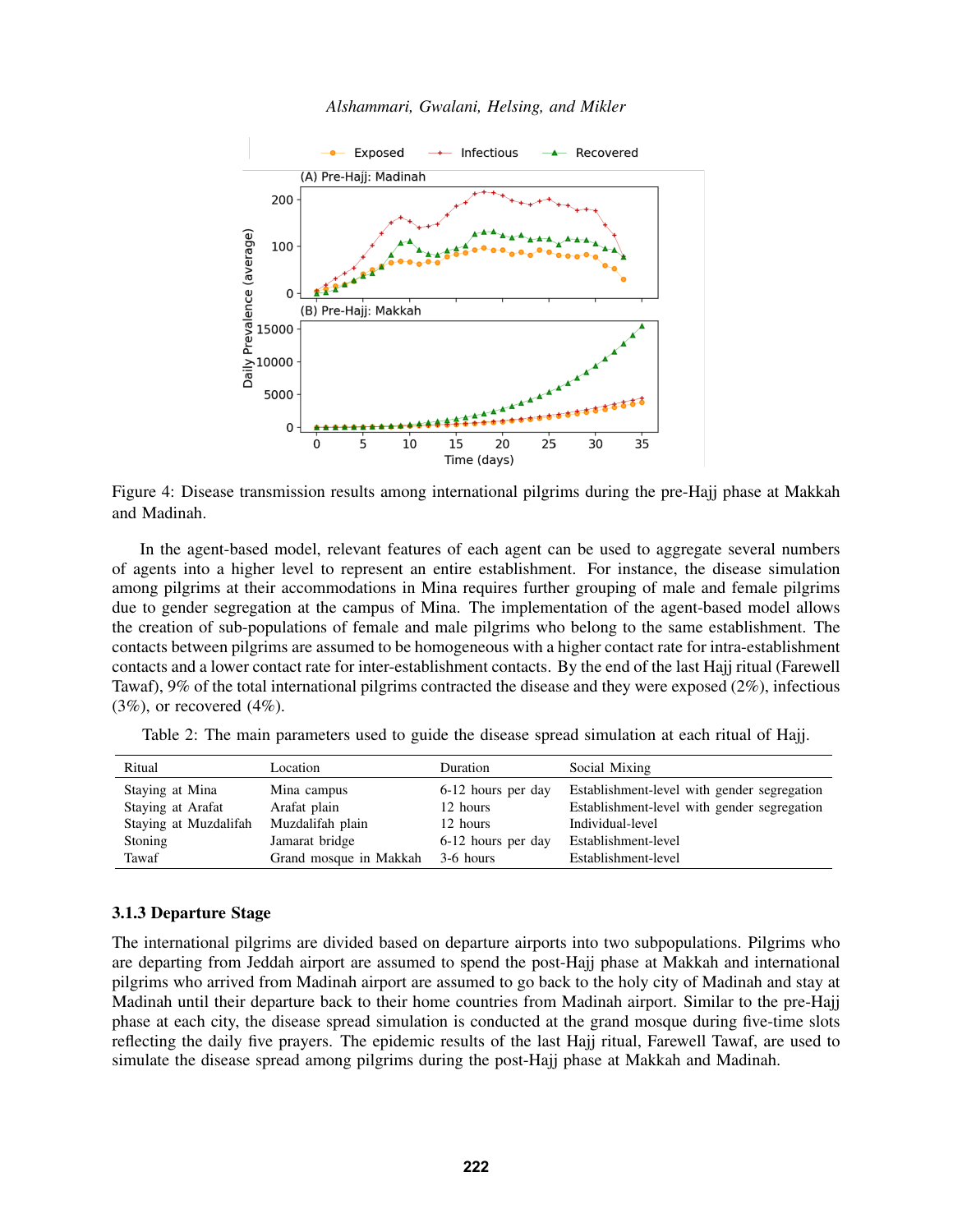Figure 4: Disease transmission results among international pilgrims during the pre-Hajj phase at Makkah and Madinah.

In the agent-based model, relevant features of each agent can be used to aggregate several numbers of agents into a higher level to represent an entire establishment. For instance, the disease simulation among pilgrims at their accommodations in Mina requires further grouping of male and female pilgrims due to gender segregation at the campus of Mina. The implementation of the agent-based model allows the creation of sub-populations of female and male pilgrims who belong to the same establishment. The contacts between pilgrims are assumed to be homogeneous with a higher contact rate for intra-establishment contacts and a lower contact rate for inter-establishment contacts. By the end of the last Hajj ritual (Farewell Tawaf), 9% of the total international pilgrims contracted the disease and they were exposed (2%), infectious (3%), or recovered (4%).

Table 2: The main parameters used to guide the disease spread simulation at each ritual of Hajj.

| Ritual | Location | Duration | Social Mixing |
|---|---|---|---|
| Staying at Mina | Mina campus | 6-12 hours per day | Establishment-level with gender segregation |
| Staying at Arafat | Arafat plain | 12 hours | Establishment-level with gender segregation |
| Staying at Muzdalifah | Muzdalifah plain | 12 hours | Individual-level |
| Stoning | Jamarat bridge | 6-12 hours per day | Establishment-level |
| Tawaf | Grand mosque in Makkah | 3-6 hours | Establishment-level |

### 3.1.3 Departure Stage

The international pilgrims are divided based on departure airports into two subpopulations. Pilgrims who are departing from Jeddah airport are assumed to spend the post-Hajj phase at Makkah and international pilgrims who arrived from Madinah airport are assumed to go back to the holy city of Madinah and stay at Madinah until their departure back to their home countries from Madinah airport. Similar to the pre-Hajj phase at each city, the disease spread simulation is conducted at the grand mosque during five-time slots reflecting the daily five prayers. The epidemic results of the last Hajj ritual, Farewell Tawaf, are used to simulate the disease spread among pilgrims during the post-Hajj phase at Makkah and Madinah.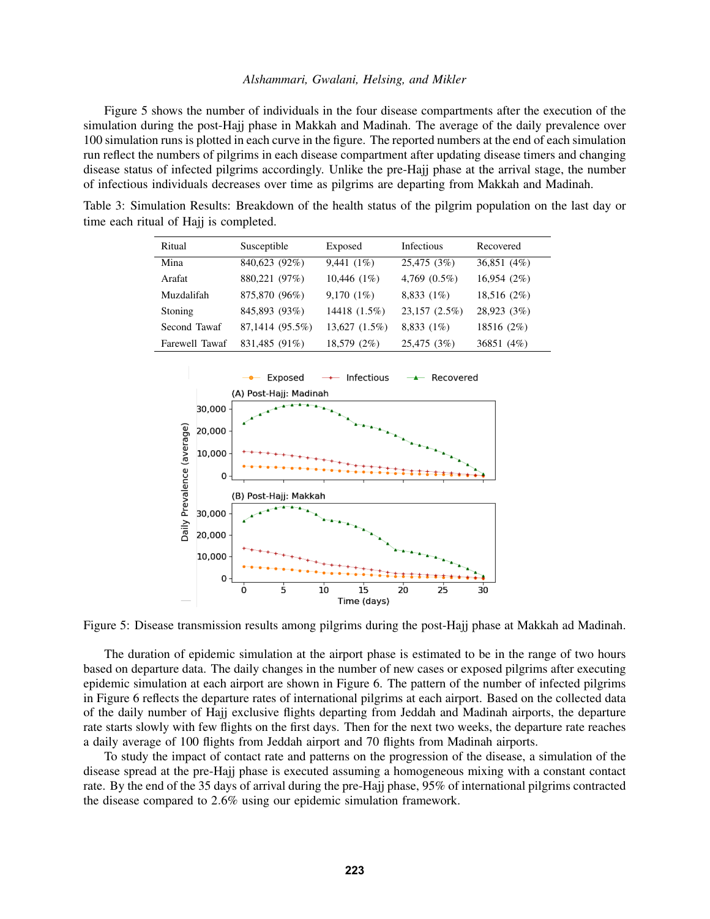Figure 5 shows the number of individuals in the four disease compartments after the execution of the simulation during the post-Hajj phase in Makkah and Madinah. The average of the daily prevalence over 100 simulation runs is plotted in each curve in the figure. The reported numbers at the end of each simulation run reflect the numbers of pilgrims in each disease compartment after updating disease timers and changing disease status of infected pilgrims accordingly. Unlike the pre-Hajj phase at the arrival stage, the number of infectious individuals decreases over time as pilgrims are departing from Makkah and Madinah.

Table 3: Simulation Results: Breakdown of the health status of the pilgrim population on the last day or time each ritual of Hajj is completed.

| Ritual | Susceptible | Exposed | Infectious | Recovered |
|---|---|---|---|---|
| Mina | 840,623 (92%) | 9,441 (1%) | 25,475 (3%) | 36,851 (4%) |
| Arafat | 880,221 (97%) | 10,446 (1%) | 4,769 (0.5%) | 16,954 (2%) |
| Muzdalifah | 875,870 (96%) | 9,170 (1%) | 8,833 (1%) | 18,516 (2%) |
| Stoning | 845,893 (93%) | 14418 (1.5%) | 23,157 (2.5%) | 28,923 (3%) |
| Second Tawaf | 87,1414 (95.5%) | 13,627 (1.5%) | 8,833 (1%) | 18516 (2%) |
| Farewell Tawaf | 831,485 (91%) | 18,579 (2%) | 25,475 (3%) | 36851 (4%) |

Figure 5: Disease transmission results among pilgrims during the post-Hajj phase at Makkah ad Madinah.

The duration of epidemic simulation at the airport phase is estimated to be in the range of two hours based on departure data. The daily changes in the number of new cases or exposed pilgrims after executing epidemic simulation at each airport are shown in Figure 6. The pattern of the number of infected pilgrims in Figure 6 reflects the departure rates of international pilgrims at each airport. Based on the collected data of the daily number of Hajj exclusive flights departing from Jeddah and Madinah airports, the departure rate starts slowly with few flights on the first days. Then for the next two weeks, the departure rate reaches a daily average of 100 flights from Jeddah airport and 70 flights from Madinah airports.

To study the impact of contact rate and patterns on the progression of the disease, a simulation of the disease spread at the pre-Hajj phase is executed assuming a homogeneous mixing with a constant contact rate. By the end of the 35 days of arrival during the pre-Hajj phase, 95% of international pilgrims contracted the disease compared to 2.6% using our epidemic simulation framework.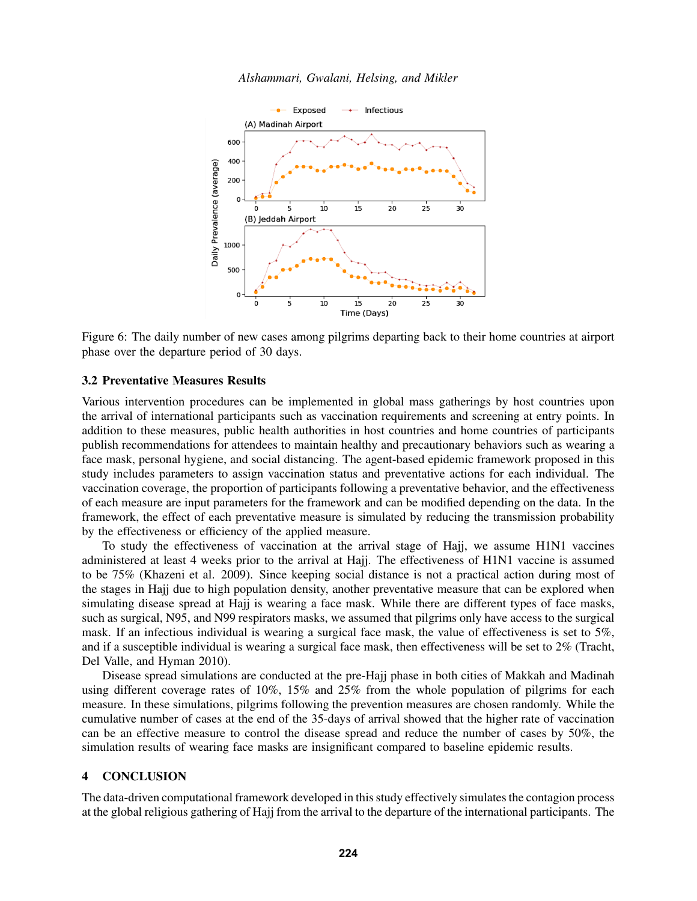Figure 6: The daily number of new cases among pilgrims departing back to their home countries at airport phase over the departure period of 30 days.

### 3.2 Preventative Measures Results

Various intervention procedures can be implemented in global mass gatherings by host countries upon the arrival of international participants such as vaccination requirements and screening at entry points. In addition to these measures, public health authorities in host countries and home countries of participants publish recommendations for attendees to maintain healthy and precautionary behaviors such as wearing a face mask, personal hygiene, and social distancing. The agent-based epidemic framework proposed in this study includes parameters to assign vaccination status and preventative actions for each individual. The vaccination coverage, the proportion of participants following a preventative behavior, and the effectiveness of each measure are input parameters for the framework and can be modified depending on the data. In the framework, the effect of each preventative measure is simulated by reducing the transmission probability by the effectiveness or efficiency of the applied measure.

To study the effectiveness of vaccination at the arrival stage of Hajj, we assume H1N1 vaccines administered at least 4 weeks prior to the arrival at Hajj. The effectiveness of H1N1 vaccine is assumed to be 75% (Khazeni et al. 2009). Since keeping social distance is not a practical action during most of the stages in Hajj due to high population density, another preventative measure that can be explored when simulating disease spread at Hajj is wearing a face mask. While there are different types of face masks, such as surgical, N95, and N99 respirators masks, we assumed that pilgrims only have access to the surgical mask. If an infectious individual is wearing a surgical face mask, the value of effectiveness is set to 5%, and if a susceptible individual is wearing a surgical face mask, then effectiveness will be set to 2% (Tracht, Del Valle, and Hyman 2010).

Disease spread simulations are conducted at the pre-Hajj phase in both cities of Makkah and Madinah using different coverage rates of 10%, 15% and 25% from the whole population of pilgrims for each measure. In these simulations, pilgrims following the prevention measures are chosen randomly. While the cumulative number of cases at the end of the 35-days of arrival showed that the higher rate of vaccination can be an effective measure to control the disease spread and reduce the number of cases by 50%, the simulation results of wearing face masks are insignificant compared to baseline epidemic results.

## 4 CONCLUSION

The data-driven computational framework developed in this study effectively simulates the contagion process at the global religious gathering of Hajj from the arrival to the departure of the international participants. The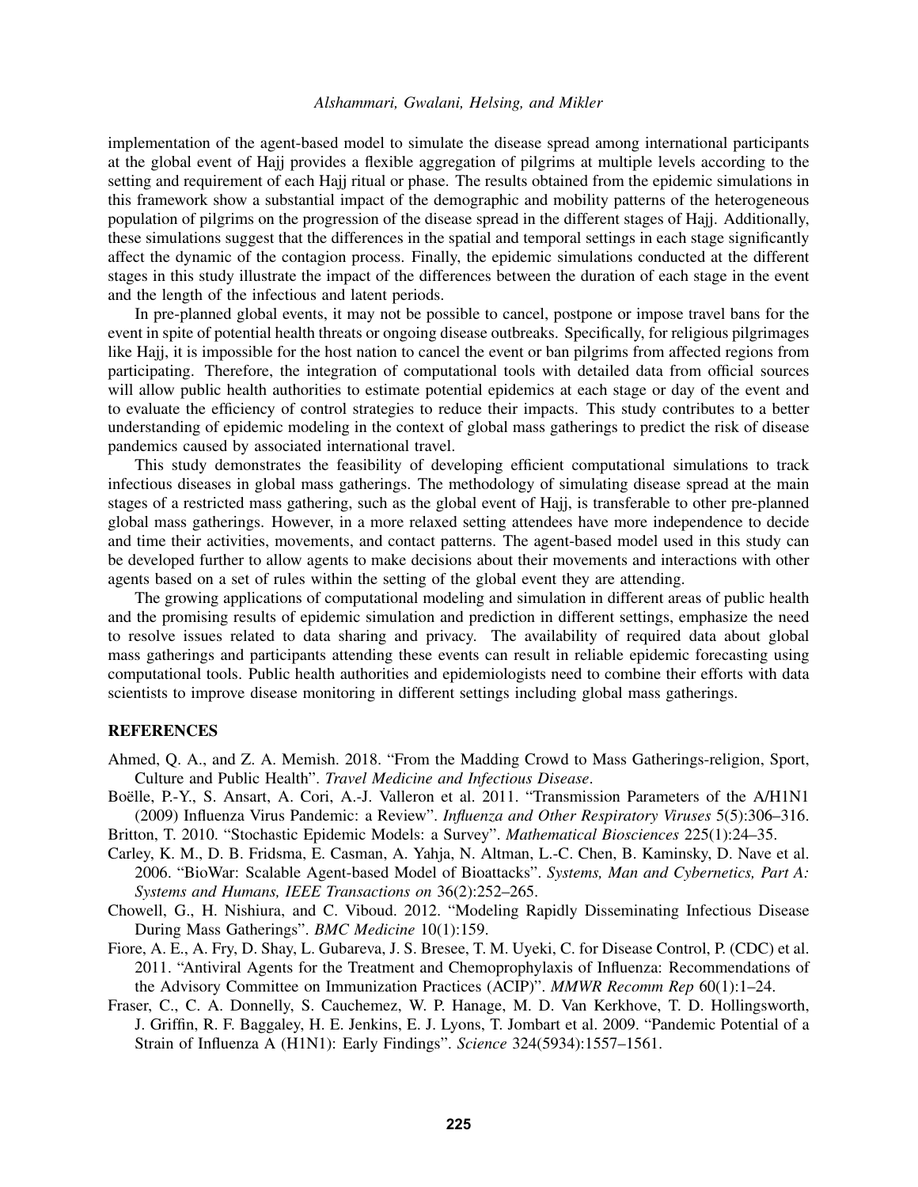implementation of the agent-based model to simulate the disease spread among international participants at the global event of Hajj provides a flexible aggregation of pilgrims at multiple levels according to the setting and requirement of each Hajj ritual or phase. The results obtained from the epidemic simulations in this framework show a substantial impact of the demographic and mobility patterns of the heterogeneous population of pilgrims on the progression of the disease spread in the different stages of Hajj. Additionally, these simulations suggest that the differences in the spatial and temporal settings in each stage significantly affect the dynamic of the contagion process. Finally, the epidemic simulations conducted at the different stages in this study illustrate the impact of the differences between the duration of each stage in the event and the length of the infectious and latent periods.

In pre-planned global events, it may not be possible to cancel, postpone or impose travel bans for the event in spite of potential health threats or ongoing disease outbreaks. Specifically, for religious pilgrimages like Hajj, it is impossible for the host nation to cancel the event or ban pilgrims from affected regions from participating. Therefore, the integration of computational tools with detailed data from official sources will allow public health authorities to estimate potential epidemics at each stage or day of the event and to evaluate the efficiency of control strategies to reduce their impacts. This study contributes to a better understanding of epidemic modeling in the context of global mass gatherings to predict the risk of disease pandemics caused by associated international travel.

This study demonstrates the feasibility of developing efficient computational simulations to track infectious diseases in global mass gatherings. The methodology of simulating disease spread at the main stages of a restricted mass gathering, such as the global event of Hajj, is transferable to other pre-planned global mass gatherings. However, in a more relaxed setting attendees have more independence to decide and time their activities, movements, and contact patterns. The agent-based model used in this study can be developed further to allow agents to make decisions about their movements and interactions with other agents based on a set of rules within the setting of the global event they are attending.

The growing applications of computational modeling and simulation in different areas of public health and the promising results of epidemic simulation and prediction in different settings, emphasize the need to resolve issues related to data sharing and privacy. The availability of required data about global mass gatherings and participants attending these events can result in reliable epidemic forecasting using computational tools. Public health authorities and epidemiologists need to combine their efforts with data scientists to improve disease monitoring in different settings including global mass gatherings.

## REFERENCES

Ahmed, Q. A., and Z. A. Memish. 2018. "From the Madding Crowd to Mass Gatherings-religion, Sport, Culture and Public Health". *Travel Medicine and Infectious Disease*.

Boëlle, P.-Y., S. Ansart, A. Cori, A.-J. Valleron et al. 2011. "Transmission Parameters of the A/H1N1 (2009) Influenza Virus Pandemic: a Review". *Influenza and Other Respiratory Viruses* 5(5):306–316.

Britton, T. 2010. "Stochastic Epidemic Models: a Survey". *Mathematical Biosciences* 225(1):24–35.

Carley, K. M., D. B. Fridsma, E. Casman, A. Yahja, N. Altman, L.-C. Chen, B. Kaminsky, D. Nave et al. 2006. "BioWar: Scalable Agent-based Model of Bioattacks". *Systems, Man and Cybernetics, Part A: Systems and Humans, IEEE Transactions on* 36(2):252–265.

Chowell, G., H. Nishiura, and C. Viboud. 2012. "Modeling Rapidly Disseminating Infectious Disease During Mass Gatherings". *BMC Medicine* 10(1):159.

Fiore, A. E., A. Fry, D. Shay, L. Gubareva, J. S. Bresee, T. M. Uyeki, C. for Disease Control, P. (CDC) et al. 2011. "Antiviral Agents for the Treatment and Chemoprophylaxis of Influenza: Recommendations of the Advisory Committee on Immunization Practices (ACIP)". *MMWR Recomm Rep* 60(1):1–24.

Fraser, C., C. A. Donnelly, S. Cauchemez, W. P. Hanage, M. D. Van Kerkhove, T. D. Hollingsworth, J. Griffin, R. F. Baggaley, H. E. Jenkins, E. J. Lyons, T. Jombart et al. 2009. "Pandemic Potential of a Strain of Influenza A (H1N1): Early Findings". *Science* 324(5934):1557–1561.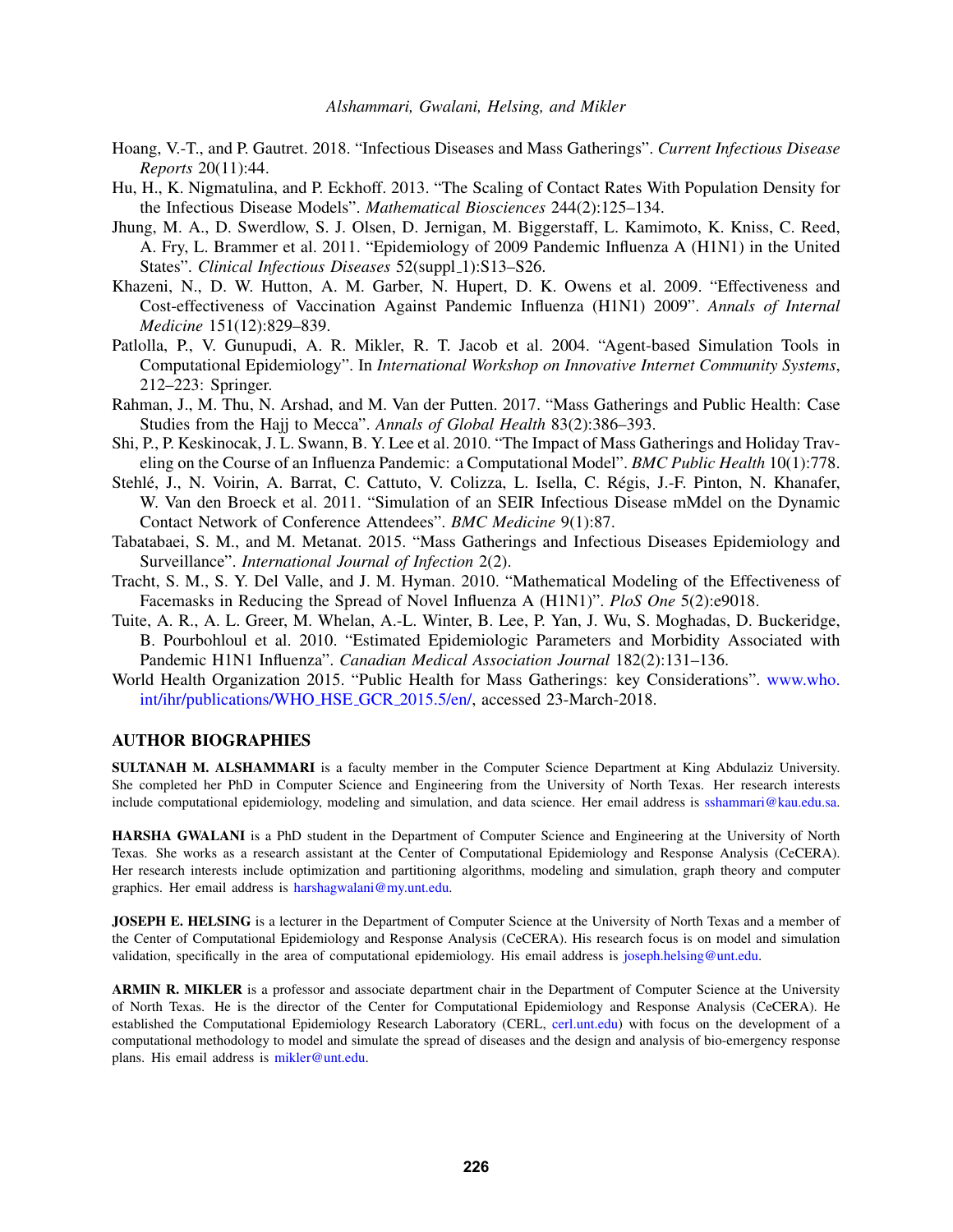Hoang, V.-T., and P. Gautret. 2018. "Infectious Diseases and Mass Gatherings". *Current Infectious Disease Reports* 20(11):44.

Hu, H., K. Nigmatulina, and P. Eckhoff. 2013. "The Scaling of Contact Rates With Population Density for the Infectious Disease Models". *Mathematical Biosciences* 244(2):125–134.

Jhung, M. A., D. Swerdlow, S. J. Olsen, D. Jernigan, M. Biggerstaff, L. Kamimoto, K. Kniss, C. Reed, A. Fry, L. Brammer et al. 2011. "Epidemiology of 2009 Pandemic Influenza A (H1N1) in the United States". *Clinical Infectious Diseases* 52(suppl_1):S13–S26.

Khazeni, N., D. W. Hutton, A. M. Garber, N. Hupert, D. K. Owens et al. 2009. "Effectiveness and Cost-effectiveness of Vaccination Against Pandemic Influenza (H1N1) 2009". *Annals of Internal Medicine* 151(12):829–839.

Patlolla, P., V. Gunupudi, A. R. Mikler, R. T. Jacob et al. 2004. "Agent-based Simulation Tools in Computational Epidemiology". In *International Workshop on Innovative Internet Community Systems*, 212–223: Springer.

Rahman, J., M. Thu, N. Arshad, and M. Van der Putten. 2017. "Mass Gatherings and Public Health: Case Studies from the Hajj to Mecca". *Annals of Global Health* 83(2):386–393.

Shi, P., P. Keskinocak, J. L. Swann, B. Y. Lee et al. 2010. "The Impact of Mass Gatherings and Holiday Traveling on the Course of an Influenza Pandemic: a Computational Model". *BMC Public Health* 10(1):778.

Stehlé, J., N. Voirin, A. Barrat, C. Cattuto, V. Colizza, L. Isella, C. Régis, J.-F. Pinton, N. Khanafer, W. Van den Broeck et al. 2011. "Simulation of an SEIR Infectious Disease mMdel on the Dynamic Contact Network of Conference Attendees". *BMC Medicine* 9(1):87.

Tabatabaei, S. M., and M. Metanat. 2015. "Mass Gatherings and Infectious Diseases Epidemiology and Surveillance". *International Journal of Infection* 2(2).

Tracht, S. M., S. Y. Del Valle, and J. M. Hyman. 2010. "Mathematical Modeling of the Effectiveness of Facemasks in Reducing the Spread of Novel Influenza A (H1N1)". *PloS One* 5(2):e9018.

Tuite, A. R., A. L. Greer, M. Whelan, A.-L. Winter, B. Lee, P. Yan, J. Wu, S. Moghadas, D. Buckeridge, B. Pourbohloul et al. 2010. "Estimated Epidemiologic Parameters and Morbidity Associated with Pandemic H1N1 Influenza". *Canadian Medical Association Journal* 182(2):131–136.

World Health Organization 2015. "Public Health for Mass Gatherings: key Considerations". www.who.int/ihr/publications/WHO_HSE_GCR_2015.5/en/, accessed 23-March-2018.

## AUTHOR BIOGRAPHIES

**SULTANAH M. ALSHAMMARI** is a faculty member in the Computer Science Department at King Abdulaziz University. She completed her PhD in Computer Science and Engineering from the University of North Texas. Her research interests include computational epidemiology, modeling and simulation, and data science. Her email address is sshammari@kau.edu.sa.

**HARSHA GWALANI** is a PhD student in the Department of Computer Science and Engineering at the University of North Texas. She works as a research assistant at the Center of Computational Epidemiology and Response Analysis (CeCERA). Her research interests include optimization and partitioning algorithms, modeling and simulation, graph theory and computer graphics. Her email address is harshagwalani@my.unt.edu.

**JOSEPH E. HELSING** is a lecturer in the Department of Computer Science at the University of North Texas and a member of the Center of Computational Epidemiology and Response Analysis (CeCERA). His research focus is on model and simulation validation, specifically in the area of computational epidemiology. His email address is joseph.helsing@unt.edu.

**ARMIN R. MIKLER** is a professor and associate department chair in the Department of Computer Science at the University of North Texas. He is the director of the Center for Computational Epidemiology and Response Analysis (CeCERA). He established the Computational Epidemiology Research Laboratory (CERL, cerl.unt.edu) with focus on the development of a computational methodology to model and simulate the spread of diseases and the design and analysis of bio-emergency response plans. His email address is mikler@unt.edu.